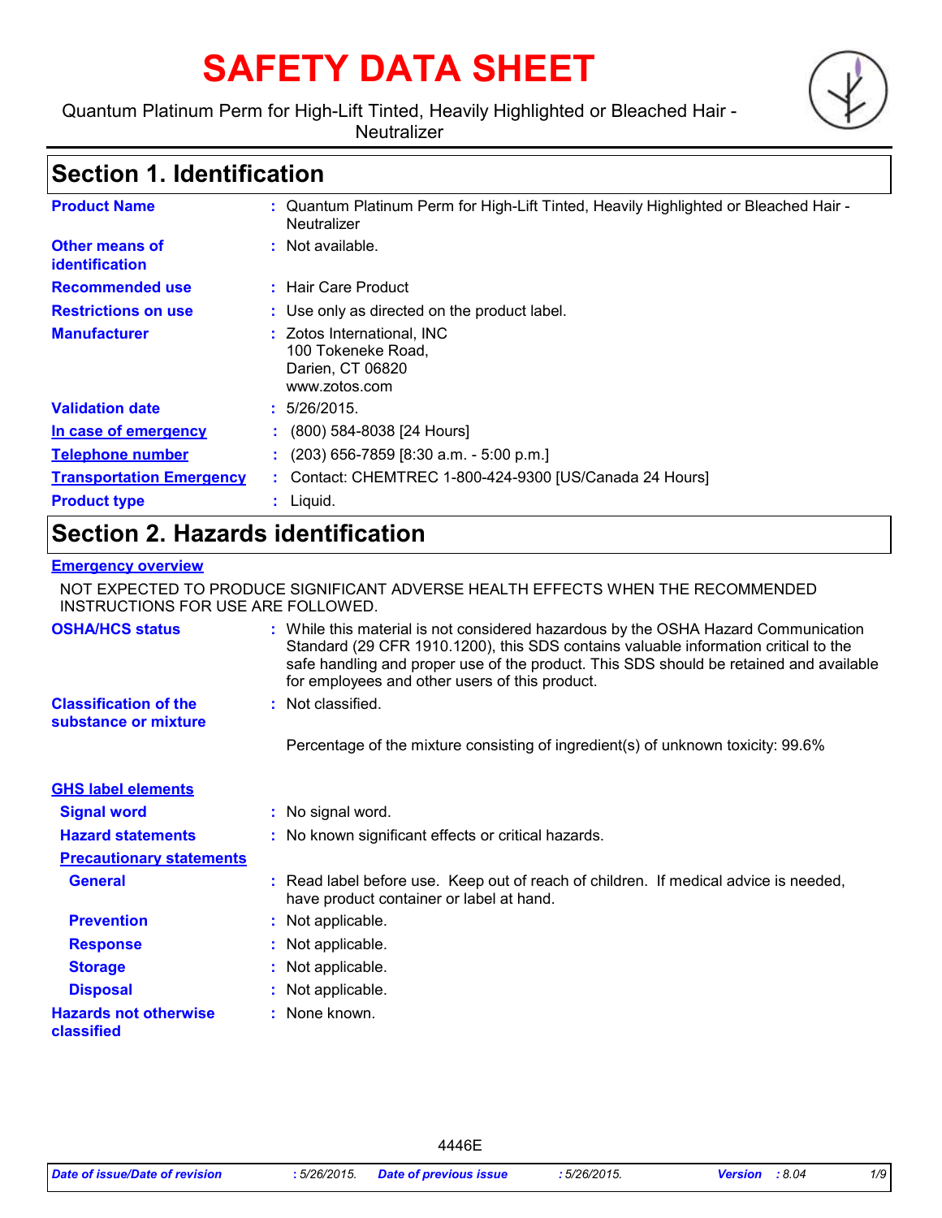# SAFETY DATA SHEET

Quantum Platinum Perm for High-Lift Tinted, Heavily Highlighted or Bleached Hair - Neutralizer

## Section 1. Identification

| | |
|---|---|
| **Product Name** | : Quantum Platinum Perm for High-Lift Tinted, Heavily Highlighted or Bleached Hair - Neutralizer |
| **Other means of identification** | : Not available. |
| **Recommended use** | : Hair Care Product |
| **Restrictions on use** | : Use only as directed on the product label. |
| **Manufacturer** | : Zotos International, INC<br>100 Tokeneke Road,<br>Darien, CT 06820<br>www.zotos.com |
| **Validation date** | : 5/26/2015. |
| **In case of emergency** | : (800) 584-8038 [24 Hours] |
| **Telephone number** | : (203) 656-7859 [8:30 a.m. - 5:00 p.m.] |
| **Transportation Emergency** | : Contact: CHEMTREC 1-800-424-9300 [US/Canada 24 Hours] |
| **Product type** | : Liquid. |

## Section 2. Hazards identification

**Emergency overview**

NOT EXPECTED TO PRODUCE SIGNIFICANT ADVERSE HEALTH EFFECTS WHEN THE RECOMMENDED INSTRUCTIONS FOR USE ARE FOLLOWED.

| | |
|---|---|
| **OSHA/HCS status** | : While this material is not considered hazardous by the OSHA Hazard Communication Standard (29 CFR 1910.1200), this SDS contains valuable information critical to the safe handling and proper use of the product. This SDS should be retained and available for employees and other users of this product. |
| **Classification of the substance or mixture** | : Not classified. |
| | Percentage of the mixture consisting of ingredient(s) of unknown toxicity: 99.6% |

**GHS label elements**

| | |
|---|---|
| **Signal word** | : No signal word. |
| **Hazard statements** | : No known significant effects or critical hazards. |

**Precautionary statements**

| | |
|---|---|
| **General** | : Read label before use. Keep out of reach of children. If medical advice is needed, have product container or label at hand. |
| **Prevention** | : Not applicable. |
| **Response** | : Not applicable. |
| **Storage** | : Not applicable. |
| **Disposal** | : Not applicable. |
| **Hazards not otherwise classified** | : None known. |

4446E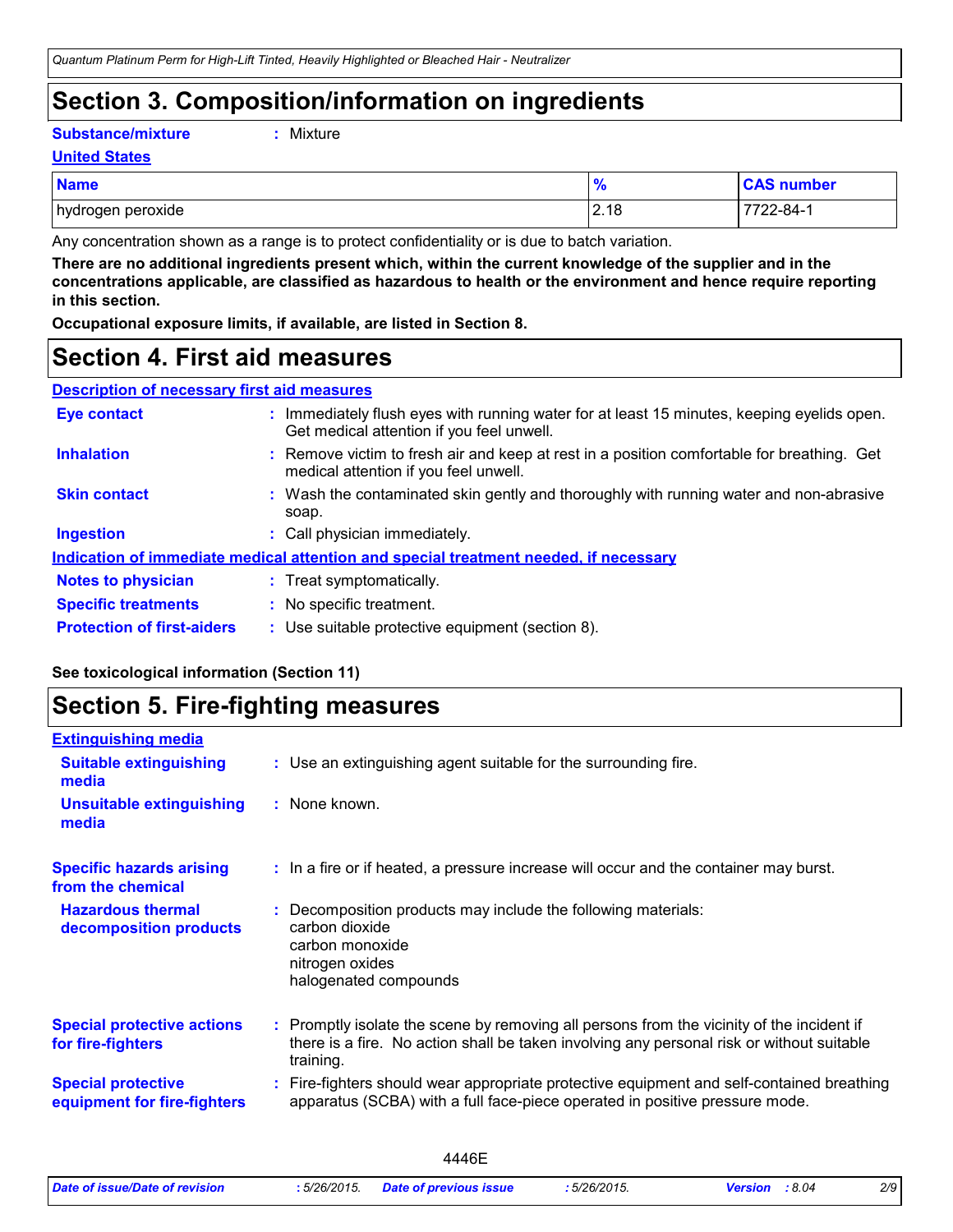## Section 3. Composition/information on ingredients

**Substance/mixture** : Mixture

**United States**

| Name | % | CAS number |
|---|---|---|
| hydrogen peroxide | 2.18 | 7722-84-1 |

Any concentration shown as a range is to protect confidentiality or is due to batch variation.

**There are no additional ingredients present which, within the current knowledge of the supplier and in the concentrations applicable, are classified as hazardous to health or the environment and hence require reporting in this section.**

**Occupational exposure limits, if available, are listed in Section 8.**

## Section 4. First aid measures

**Description of necessary first aid measures**

**Eye contact** : Immediately flush eyes with running water for at least 15 minutes, keeping eyelids open. Get medical attention if you feel unwell.

**Inhalation** : Remove victim to fresh air and keep at rest in a position comfortable for breathing. Get medical attention if you feel unwell.

**Skin contact** : Wash the contaminated skin gently and thoroughly with running water and non-abrasive soap.

**Ingestion** : Call physician immediately.

**Indication of immediate medical attention and special treatment needed, if necessary**

**Notes to physician** : Treat symptomatically.

**Specific treatments** : No specific treatment.

**Protection of first-aiders** : Use suitable protective equipment (section 8).

**See toxicological information (Section 11)**

## Section 5. Fire-fighting measures

**Extinguishing media**

**Suitable extinguishing media** : Use an extinguishing agent suitable for the surrounding fire.

**Unsuitable extinguishing media** : None known.

**Specific hazards arising from the chemical** : In a fire or if heated, a pressure increase will occur and the container may burst.

**Hazardous thermal decomposition products** : Decomposition products may include the following materials:
carbon dioxide
carbon monoxide
nitrogen oxides
halogenated compounds

**Special protective actions for fire-fighters** : Promptly isolate the scene by removing all persons from the vicinity of the incident if there is a fire. No action shall be taken involving any personal risk or without suitable training.

**Special protective equipment for fire-fighters** : Fire-fighters should wear appropriate protective equipment and self-contained breathing apparatus (SCBA) with a full face-piece operated in positive pressure mode.

4446E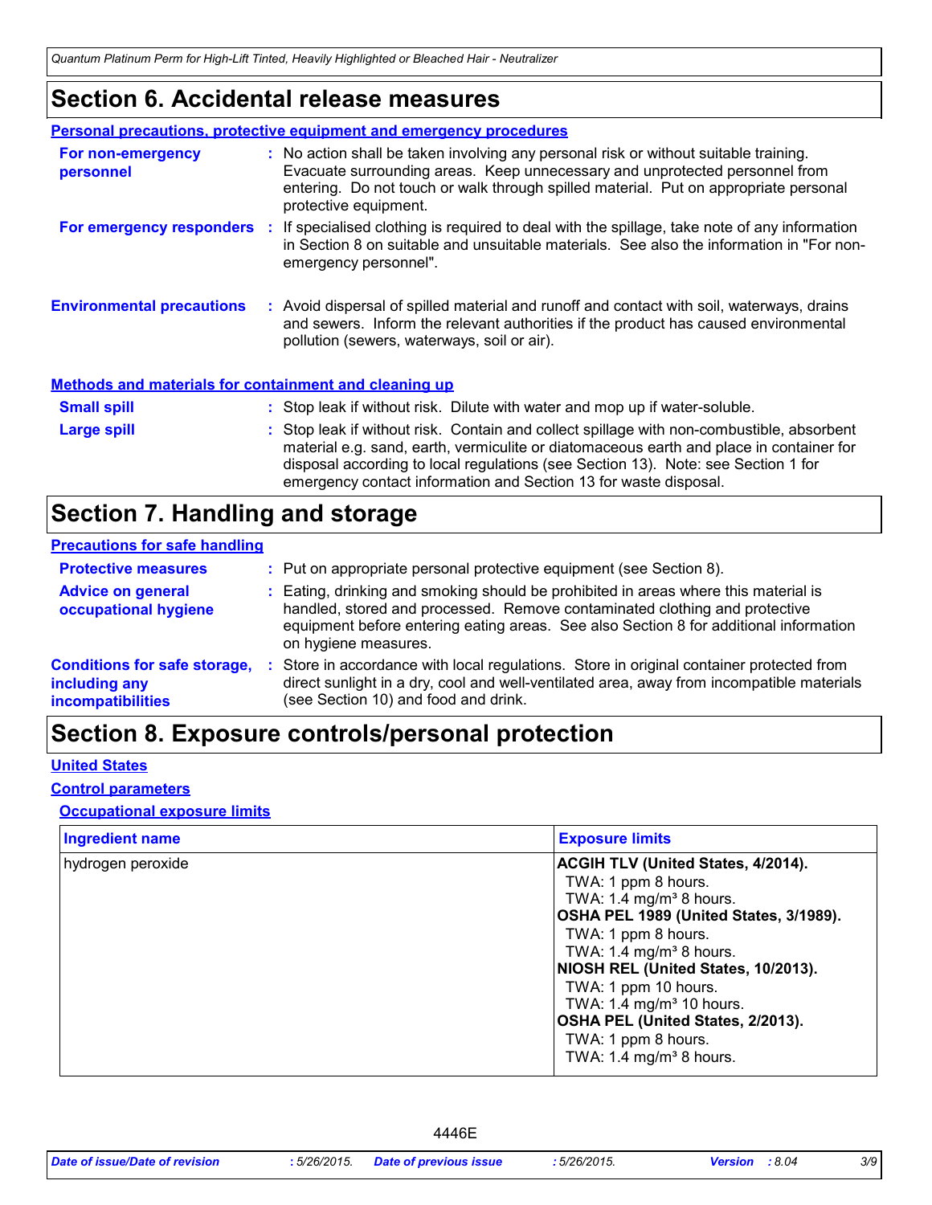# Section 6. Accidental release measures

### Personal precautions, protective equipment and emergency procedures

**For non-emergency personnel** : No action shall be taken involving any personal risk or without suitable training. Evacuate surrounding areas. Keep unnecessary and unprotected personnel from entering. Do not touch or walk through spilled material. Put on appropriate personal protective equipment.

**For emergency responders** : If specialised clothing is required to deal with the spillage, take note of any information in Section 8 on suitable and unsuitable materials. See also the information in "For non-emergency personnel".

**Environmental precautions** : Avoid dispersal of spilled material and runoff and contact with soil, waterways, drains and sewers. Inform the relevant authorities if the product has caused environmental pollution (sewers, waterways, soil or air).

### Methods and materials for containment and cleaning up

**Small spill** : Stop leak if without risk. Dilute with water and mop up if water-soluble.

**Large spill** : Stop leak if without risk. Contain and collect spillage with non-combustible, absorbent material e.g. sand, earth, vermiculite or diatomaceous earth and place in container for disposal according to local regulations (see Section 13). Note: see Section 1 for emergency contact information and Section 13 for waste disposal.

# Section 7. Handling and storage

### Precautions for safe handling

**Protective measures** : Put on appropriate personal protective equipment (see Section 8).

**Advice on general occupational hygiene** : Eating, drinking and smoking should be prohibited in areas where this material is handled, stored and processed. Remove contaminated clothing and protective equipment before entering eating areas. See also Section 8 for additional information on hygiene measures.

**Conditions for safe storage, including any incompatibilities** : Store in accordance with local regulations. Store in original container protected from direct sunlight in a dry, cool and well-ventilated area, away from incompatible materials (see Section 10) and food and drink.

# Section 8. Exposure controls/personal protection

### United States

### Control parameters

#### Occupational exposure limits

| Ingredient name | Exposure limits |
|---|---|
| hydrogen peroxide | **ACGIH TLV (United States, 4/2014).**<br>TWA: 1 ppm 8 hours.<br>TWA: 1.4 mg/m³ 8 hours.<br>**OSHA PEL 1989 (United States, 3/1989).**<br>TWA: 1 ppm 8 hours.<br>TWA: 1.4 mg/m³ 8 hours.<br>**NIOSH REL (United States, 10/2013).**<br>TWA: 1 ppm 10 hours.<br>TWA: 1.4 mg/m³ 10 hours.<br>**OSHA PEL (United States, 2/2013).**<br>TWA: 1 ppm 8 hours.<br>TWA: 1.4 mg/m³ 8 hours. |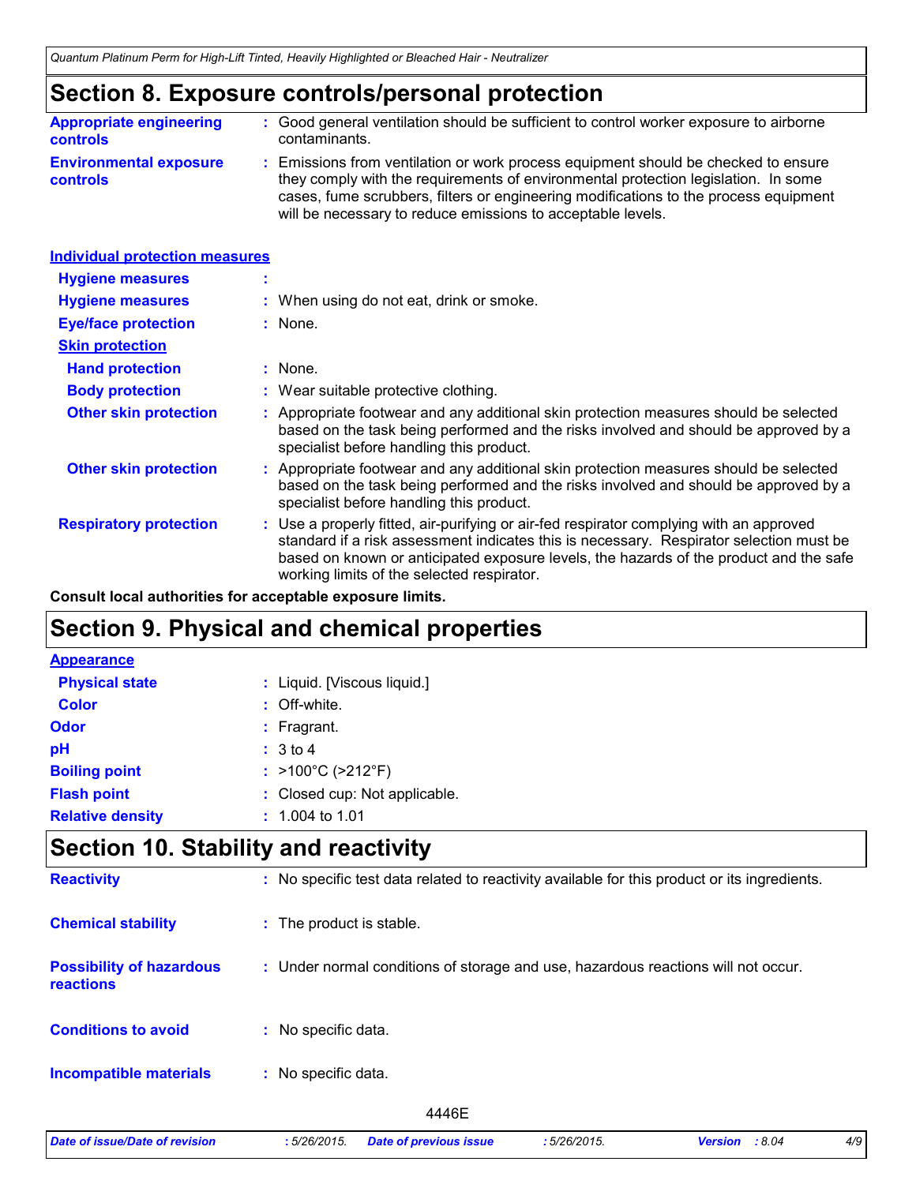## Section 8. Exposure controls/personal protection

**Appropriate engineering controls** : Good general ventilation should be sufficient to control worker exposure to airborne contaminants.

**Environmental exposure controls** : Emissions from ventilation or work process equipment should be checked to ensure they comply with the requirements of environmental protection legislation. In some cases, fume scrubbers, filters or engineering modifications to the process equipment will be necessary to reduce emissions to acceptable levels.

### Individual protection measures

**Hygiene measures** :

**Hygiene measures** : When using do not eat, drink or smoke.

**Eye/face protection** : None.

**Skin protection**

**Hand protection** : None.

**Body protection** : Wear suitable protective clothing.

**Other skin protection** : Appropriate footwear and any additional skin protection measures should be selected based on the task being performed and the risks involved and should be approved by a specialist before handling this product.

**Other skin protection** : Appropriate footwear and any additional skin protection measures should be selected based on the task being performed and the risks involved and should be approved by a specialist before handling this product.

**Respiratory protection** : Use a properly fitted, air-purifying or air-fed respirator complying with an approved standard if a risk assessment indicates this is necessary. Respirator selection must be based on known or anticipated exposure levels, the hazards of the product and the safe working limits of the selected respirator.

**Consult local authorities for acceptable exposure limits.**

## Section 9. Physical and chemical properties

**Appearance**

**Physical state** : Liquid. [Viscous liquid.]

**Color** : Off-white.

**Odor** : Fragrant.

**pH** : 3 to 4

**Boiling point** : >100°C (>212°F)

**Flash point** : Closed cup: Not applicable.

**Relative density** : 1.004 to 1.01

## Section 10. Stability and reactivity

**Reactivity** : No specific test data related to reactivity available for this product or its ingredients.

**Chemical stability** : The product is stable.

**Possibility of hazardous reactions** : Under normal conditions of storage and use, hazardous reactions will not occur.

**Conditions to avoid** : No specific data.

**Incompatible materials** : No specific data.

4446E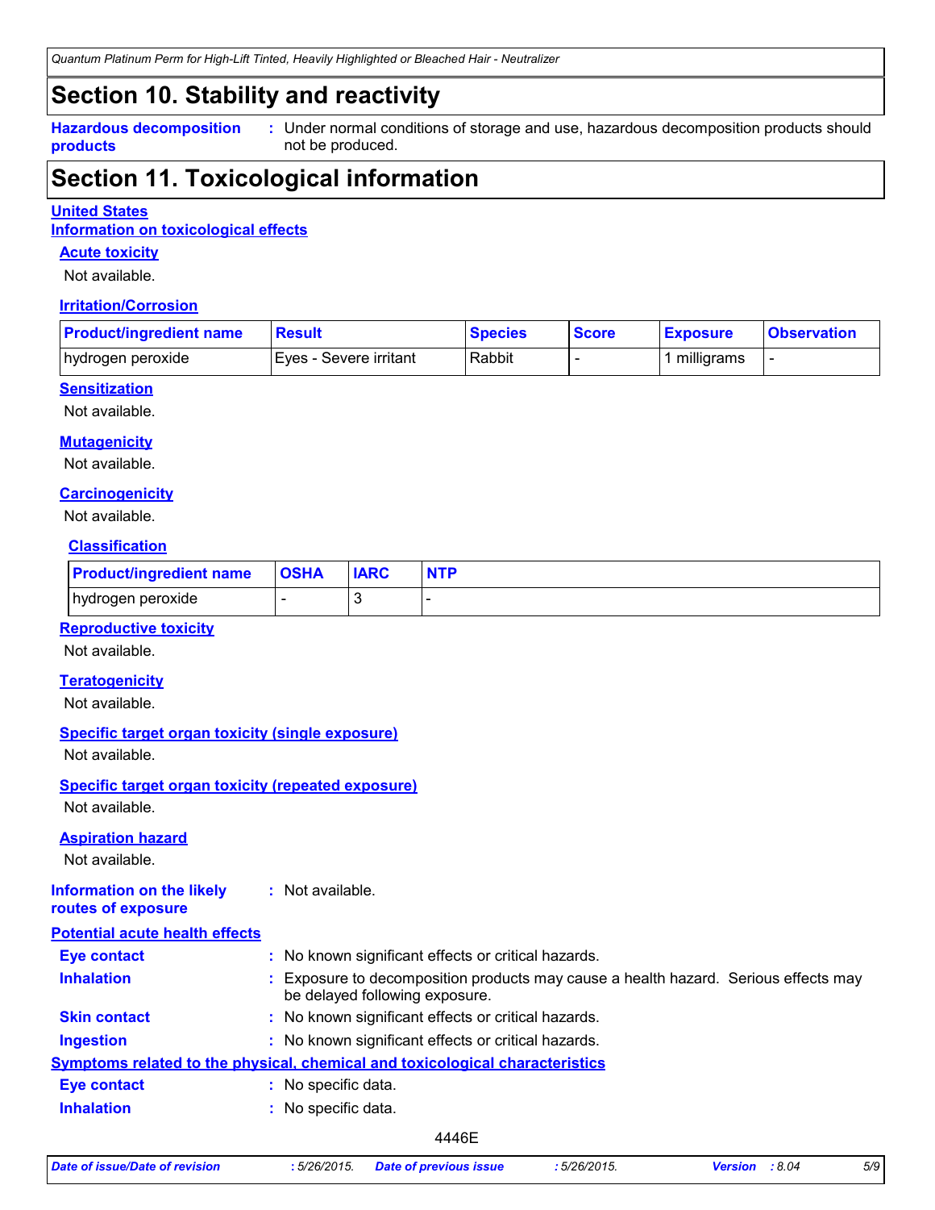# Section 10. Stability and reactivity

**Hazardous decomposition products** : Under normal conditions of storage and use, hazardous decomposition products should not be produced.

# Section 11. Toxicological information

**United States**

**Information on toxicological effects**

### Acute toxicity

Not available.

### Irritation/Corrosion

| Product/ingredient name | Result | Species | Score | Exposure | Observation |
|---|---|---|---|---|---|
| hydrogen peroxide | Eyes - Severe irritant | Rabbit | - | 1 milligrams | - |

### Sensitization

Not available.

### Mutagenicity

Not available.

### Carcinogenicity

Not available.

#### Classification

| Product/ingredient name | OSHA | IARC | NTP |
|---|---|---|---|
| hydrogen peroxide | - | 3 | - |

### Reproductive toxicity

Not available.

### Teratogenicity

Not available.

### Specific target organ toxicity (single exposure)

Not available.

### Specific target organ toxicity (repeated exposure)

Not available.

### Aspiration hazard

Not available.

**Information on the likely routes of exposure** : Not available.

**Potential acute health effects**

**Eye contact** : No known significant effects or critical hazards.

**Inhalation** : Exposure to decomposition products may cause a health hazard. Serious effects may be delayed following exposure.

**Skin contact** : No known significant effects or critical hazards.

**Ingestion** : No known significant effects or critical hazards.

**Symptoms related to the physical, chemical and toxicological characteristics**

**Eye contact** : No specific data.

**Inhalation** : No specific data.

4446E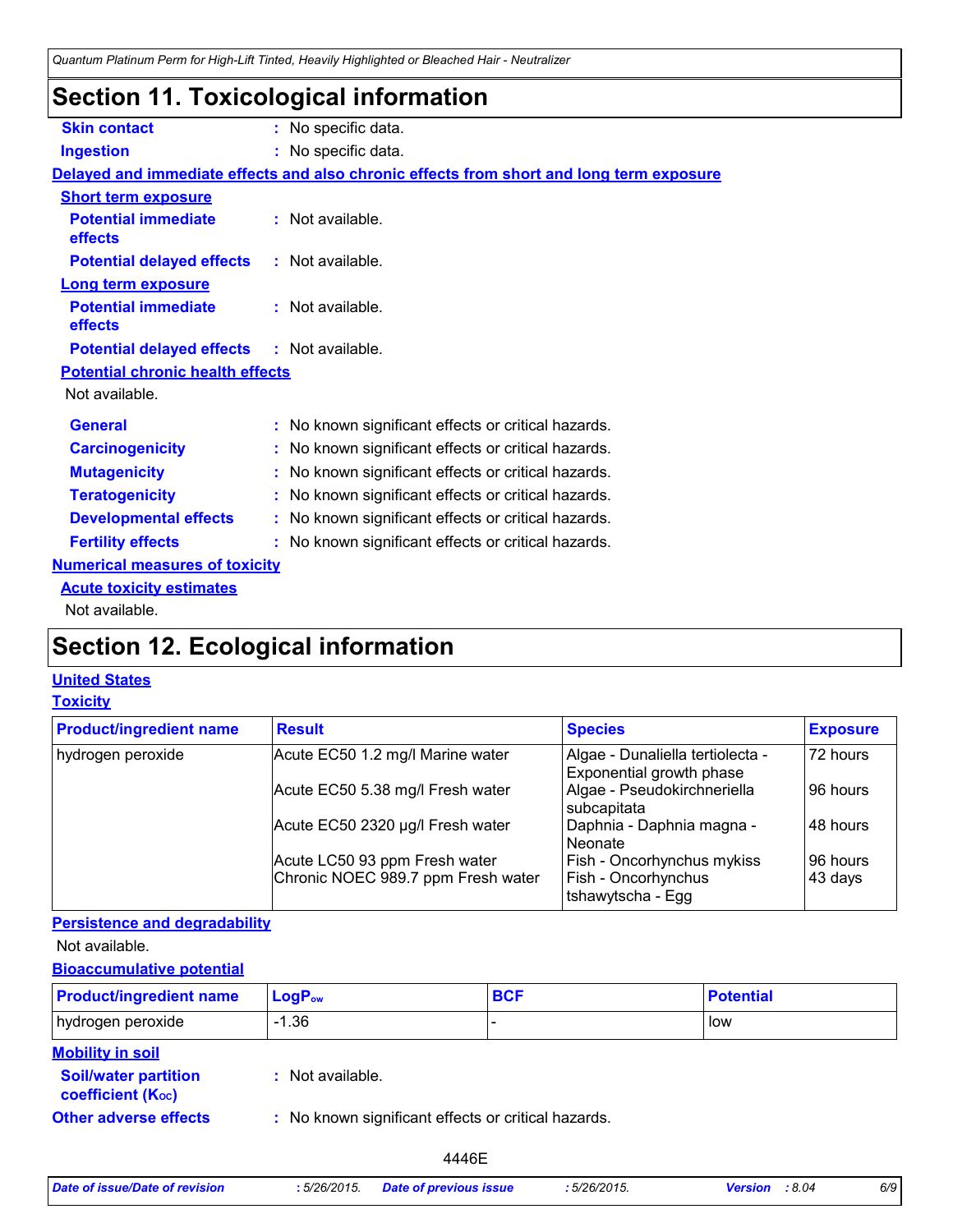# Section 11. Toxicological information

**Skin contact** : No specific data.

**Ingestion** : No specific data.

**Delayed and immediate effects and also chronic effects from short and long term exposure**

**Short term exposure**

**Potential immediate effects** : Not available.

**Potential delayed effects** : Not available.

**Long term exposure**

**Potential immediate effects** : Not available.

**Potential delayed effects** : Not available.

**Potential chronic health effects**

Not available.

**General** : No known significant effects or critical hazards.

**Carcinogenicity** : No known significant effects or critical hazards.

**Mutagenicity** : No known significant effects or critical hazards.

**Teratogenicity** : No known significant effects or critical hazards.

**Developmental effects** : No known significant effects or critical hazards.

**Fertility effects** : No known significant effects or critical hazards.

**Numerical measures of toxicity**

**Acute toxicity estimates**

Not available.

# Section 12. Ecological information

**United States**

**Toxicity**

| Product/ingredient name | Result | Species | Exposure |
|---|---|---|---|
| hydrogen peroxide | Acute EC50 1.2 mg/l Marine water | Algae - Dunaliella tertiolecta - Exponential growth phase | 72 hours |
| | Acute EC50 5.38 mg/l Fresh water | Algae - Pseudokirchneriella subcapitata | 96 hours |
| | Acute EC50 2320 µg/l Fresh water | Daphnia - Daphnia magna - Neonate | 48 hours |
| | Acute LC50 93 ppm Fresh water | Fish - Oncorhynchus mykiss | 96 hours |
| | Chronic NOEC 989.7 ppm Fresh water | Fish - Oncorhynchus tshawytscha - Egg | 43 days |

**Persistence and degradability**

Not available.

**Bioaccumulative potential**

| Product/ingredient name | $LogP_{ow}$ | BCF | Potential |
|---|---|---|---|
| hydrogen peroxide | -1.36 | - | low |

**Mobility in soil**

**Soil/water partition coefficient ($K_{OC}$)** : Not available.

**Other adverse effects** : No known significant effects or critical hazards.

4446E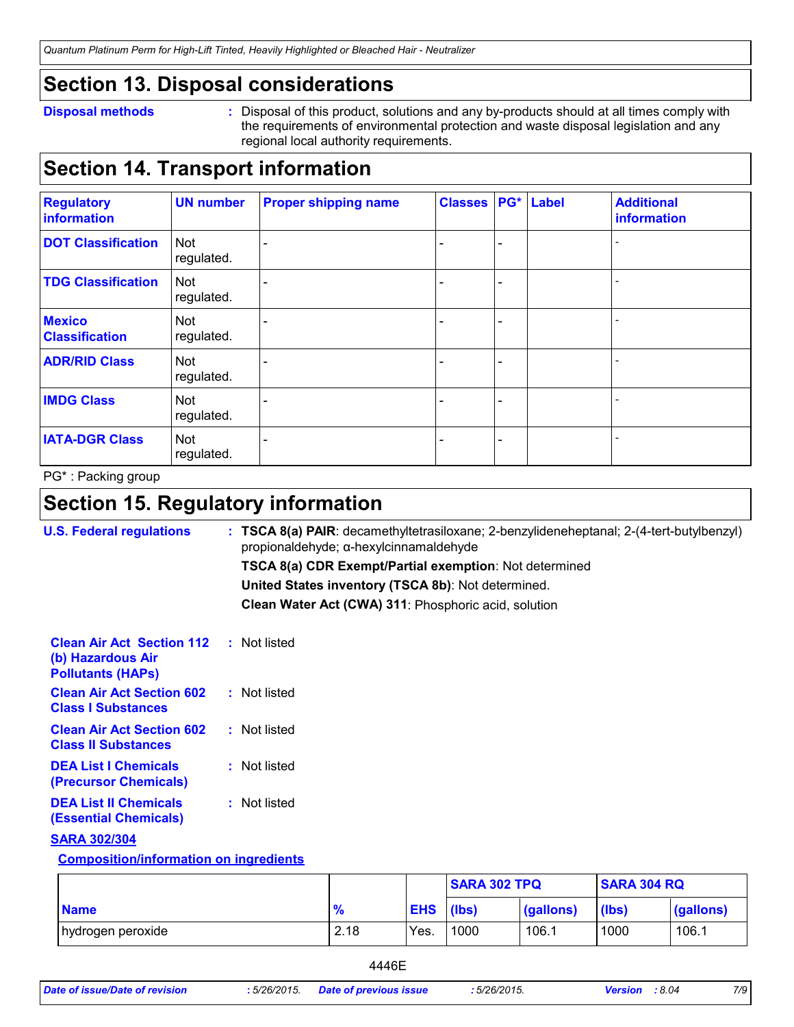## Section 13. Disposal considerations

**Disposal methods** : Disposal of this product, solutions and any by-products should at all times comply with the requirements of environmental protection and waste disposal legislation and any regional local authority requirements.

## Section 14. Transport information

| Regulatory information | UN number | Proper shipping name | Classes | PG* | Label | Additional information |
|---|---|---|---|---|---|---|
| DOT Classification | Not regulated. | - | - | - | | - |
| TDG Classification | Not regulated. | - | - | - | | - |
| Mexico Classification | Not regulated. | - | - | - | | - |
| ADR/RID Class | Not regulated. | - | - | - | | - |
| IMDG Class | Not regulated. | - | - | - | | - |
| IATA-DGR Class | Not regulated. | - | - | - | | - |

PG* : Packing group

## Section 15. Regulatory information

**U.S. Federal regulations** : **TSCA 8(a) PAIR**: decamethyltetrasiloxane; 2-benzylideneheptanal; 2-(4-tert-butylbenzyl) propionaldehyde; α-hexylcinnamaldehyde

**TSCA 8(a) CDR Exempt/Partial exemption**: Not determined

**United States inventory (TSCA 8b)**: Not determined.

**Clean Water Act (CWA) 311**: Phosphoric acid, solution

**Clean Air Act Section 112 (b) Hazardous Air Pollutants (HAPs)** : Not listed

**Clean Air Act Section 602 Class I Substances** : Not listed

**Clean Air Act Section 602 Class II Substances** : Not listed

**DEA List I Chemicals (Precursor Chemicals)** : Not listed

**DEA List II Chemicals (Essential Chemicals)** : Not listed

**SARA 302/304**

**Composition/information on ingredients**

| | | | SARA 302 TPQ | | SARA 304 RQ | |
|---|---|---|---|---|---|---|
| **Name** | **%** | **EHS** | **(lbs)** | **(gallons)** | **(lbs)** | **(gallons)** |
| hydrogen peroxide | 2.18 | Yes. | 1000 | 106.1 | 1000 | 106.1 |

4446E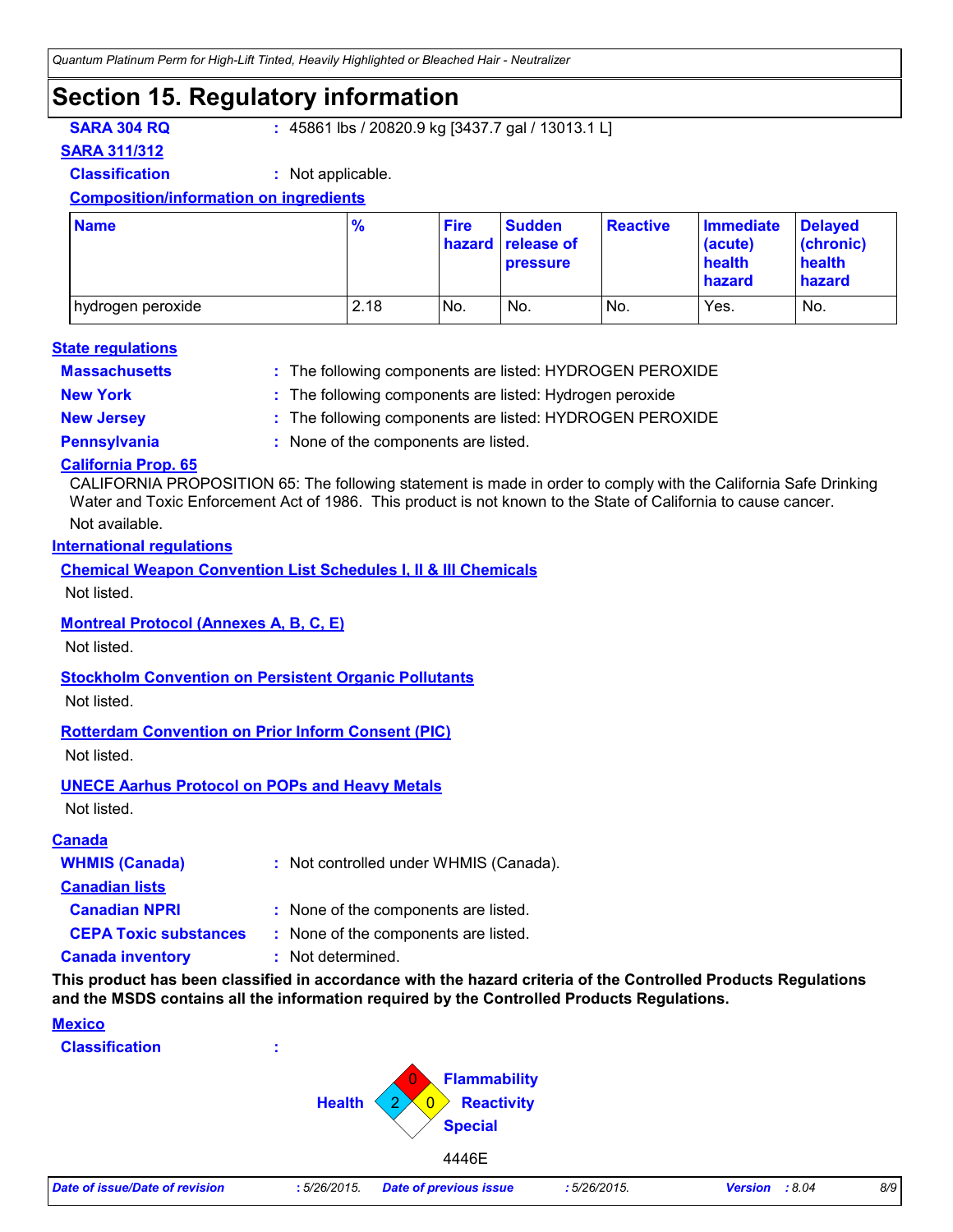## Section 15. Regulatory information

**SARA 304 RQ** : 45861 lbs / 20820.9 kg [3437.7 gal / 13013.1 L]

**SARA 311/312**

**Classification** : Not applicable.

**Composition/information on ingredients**

| Name | % | Fire hazard | Sudden release of pressure | Reactive | Immediate (acute) health hazard | Delayed (chronic) health hazard |
|---|---|---|---|---|---|---|
| hydrogen peroxide | 2.18 | No. | No. | No. | Yes. | No. |

**State regulations**

**Massachusetts** : The following components are listed: HYDROGEN PEROXIDE

**New York** : The following components are listed: Hydrogen peroxide

**New Jersey** : The following components are listed: HYDROGEN PEROXIDE

**Pennsylvania** : None of the components are listed.

**California Prop. 65**

CALIFORNIA PROPOSITION 65: The following statement is made in order to comply with the California Safe Drinking Water and Toxic Enforcement Act of 1986. This product is not known to the State of California to cause cancer.

Not available.

**International regulations**

**Chemical Weapon Convention List Schedules I, II & III Chemicals**

Not listed.

**Montreal Protocol (Annexes A, B, C, E)**

Not listed.

**Stockholm Convention on Persistent Organic Pollutants**

Not listed.

**Rotterdam Convention on Prior Inform Consent (PIC)**

Not listed.

**UNECE Aarhus Protocol on POPs and Heavy Metals**

Not listed.

**Canada**

**WHMIS (Canada)** : Not controlled under WHMIS (Canada).

**Canadian lists**

**Canadian NPRI** : None of the components are listed.

**CEPA Toxic substances** : None of the components are listed.

**Canada inventory** : Not determined.

**This product has been classified in accordance with the hazard criteria of the Controlled Products Regulations and the MSDS contains all the information required by the Controlled Products Regulations.**

**Mexico**

**Classification** :

Health: 2, Flammability: 0, Reactivity: 0, Special: (blank)

4446E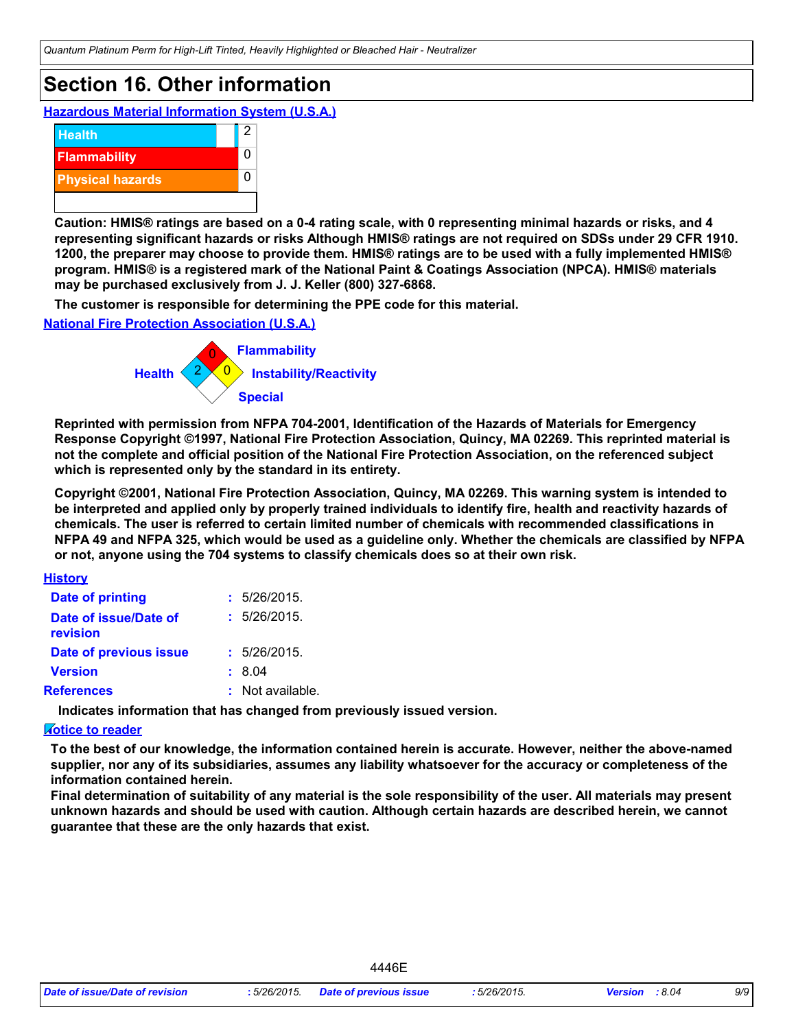# Section 16. Other information

**Hazardous Material Information System (U.S.A.)**

| | |
|---|---|
| Health | 2 |
| Flammability | 0 |
| Physical hazards | 0 |
| | |

**Caution: HMIS® ratings are based on a 0-4 rating scale, with 0 representing minimal hazards or risks, and 4 representing significant hazards or risks Although HMIS® ratings are not required on SDSs under 29 CFR 1910. 1200, the preparer may choose to provide them. HMIS® ratings are to be used with a fully implemented HMIS® program. HMIS® is a registered mark of the National Paint & Coatings Association (NPCA). HMIS® materials may be purchased exclusively from J. J. Keller (800) 327-6868.**

**The customer is responsible for determining the PPE code for this material.**

**National Fire Protection Association (U.S.A.)**

Flammability: 0
Health: 2
Instability/Reactivity: 0
Special

**Reprinted with permission from NFPA 704-2001, Identification of the Hazards of Materials for Emergency Response Copyright ©1997, National Fire Protection Association, Quincy, MA 02269. This reprinted material is not the complete and official position of the National Fire Protection Association, on the referenced subject which is represented only by the standard in its entirety.**

**Copyright ©2001, National Fire Protection Association, Quincy, MA 02269. This warning system is intended to be interpreted and applied only by properly trained individuals to identify fire, health and reactivity hazards of chemicals. The user is referred to certain limited number of chemicals with recommended classifications in NFPA 49 and NFPA 325, which would be used as a guideline only. Whether the chemicals are classified by NFPA or not, anyone using the 704 systems to classify chemicals does so at their own risk.**

**History**

| | |
|---|---|
| Date of printing | : 5/26/2015. |
| Date of issue/Date of revision | : 5/26/2015. |
| Date of previous issue | : 5/26/2015. |
| Version | : 8.04 |
| References | : Not available. |

**Indicates information that has changed from previously issued version.**

**Notice to reader**

**To the best of our knowledge, the information contained herein is accurate. However, neither the above-named supplier, nor any of its subsidiaries, assumes any liability whatsoever for the accuracy or completeness of the information contained herein.**
**Final determination of suitability of any material is the sole responsibility of the user. All materials may present unknown hazards and should be used with caution. Although certain hazards are described herein, we cannot guarantee that these are the only hazards that exist.**

4446E